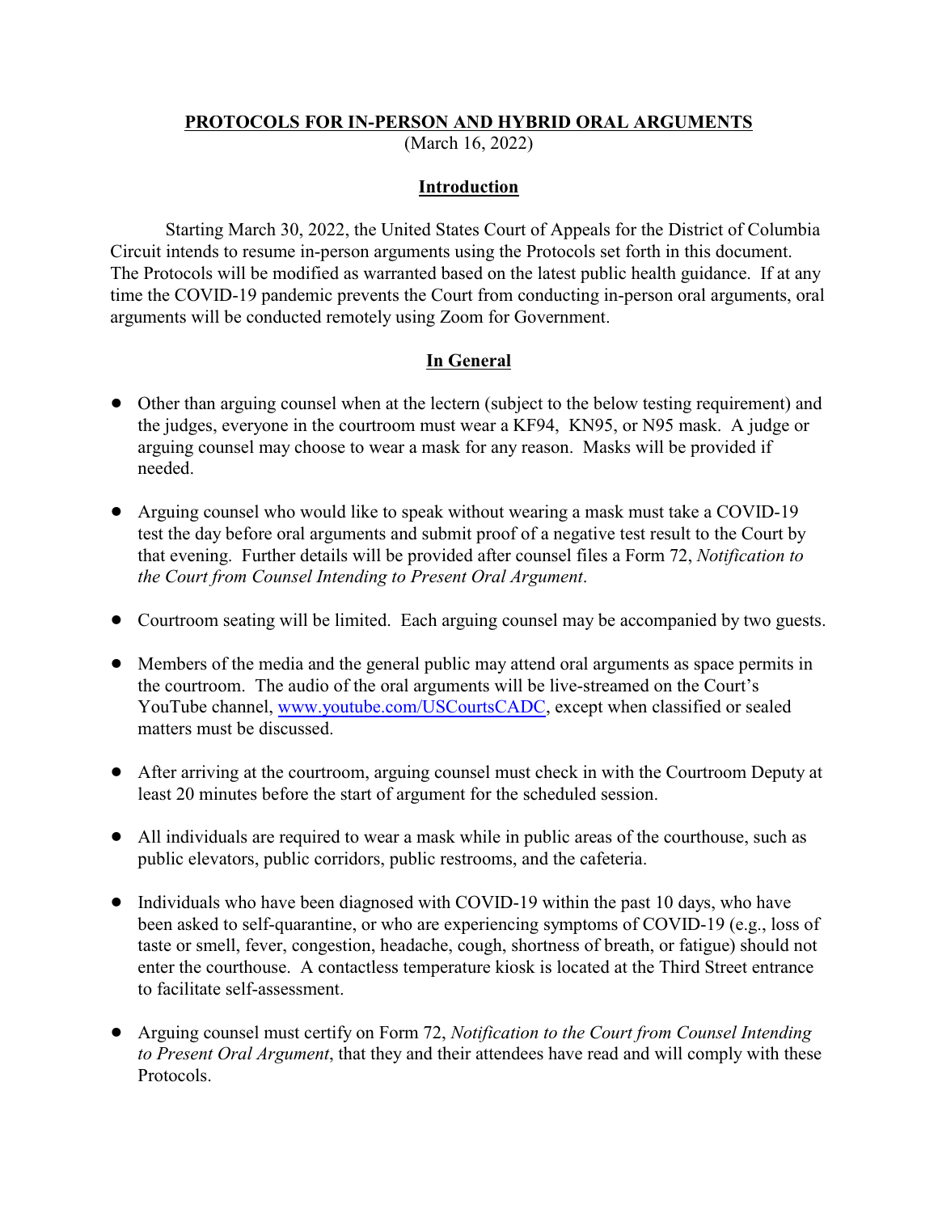# PROTOCOLS FOR IN-PERSON AND HYBRID ORAL ARGUMENTS

(March 16, 2022)

## Introduction

Starting March 30, 2022, the United States Court of Appeals for the District of Columbia Circuit intends to resume in-person arguments using the Protocols set forth in this document. The Protocols will be modified as warranted based on the latest public health guidance. If at any time the COVID-19 pandemic prevents the Court from conducting in-person oral arguments, oral arguments will be conducted remotely using Zoom for Government.

## In General

- Other than arguing counsel when at the lectern (subject to the below testing requirement) and the judges, everyone in the courtroom must wear a KF94, KN95, or N95 mask. A judge or arguing counsel may choose to wear a mask for any reason. Masks will be provided if needed.

- Arguing counsel who would like to speak without wearing a mask must take a COVID-19 test the day before oral arguments and submit proof of a negative test result to the Court by that evening. Further details will be provided after counsel files a Form 72, *Notification to the Court from Counsel Intending to Present Oral Argument*.

- Courtroom seating will be limited. Each arguing counsel may be accompanied by two guests.

- Members of the media and the general public may attend oral arguments as space permits in the courtroom. The audio of the oral arguments will be live-streamed on the Court's YouTube channel, [www.youtube.com/USCourtsCADC](www.youtube.com/USCourtsCADC), except when classified or sealed matters must be discussed.

- After arriving at the courtroom, arguing counsel must check in with the Courtroom Deputy at least 20 minutes before the start of argument for the scheduled session.

- All individuals are required to wear a mask while in public areas of the courthouse, such as public elevators, public corridors, public restrooms, and the cafeteria.

- Individuals who have been diagnosed with COVID-19 within the past 10 days, who have been asked to self-quarantine, or who are experiencing symptoms of COVID-19 (e.g., loss of taste or smell, fever, congestion, headache, cough, shortness of breath, or fatigue) should not enter the courthouse. A contactless temperature kiosk is located at the Third Street entrance to facilitate self-assessment.

- Arguing counsel must certify on Form 72, *Notification to the Court from Counsel Intending to Present Oral Argument*, that they and their attendees have read and will comply with these Protocols.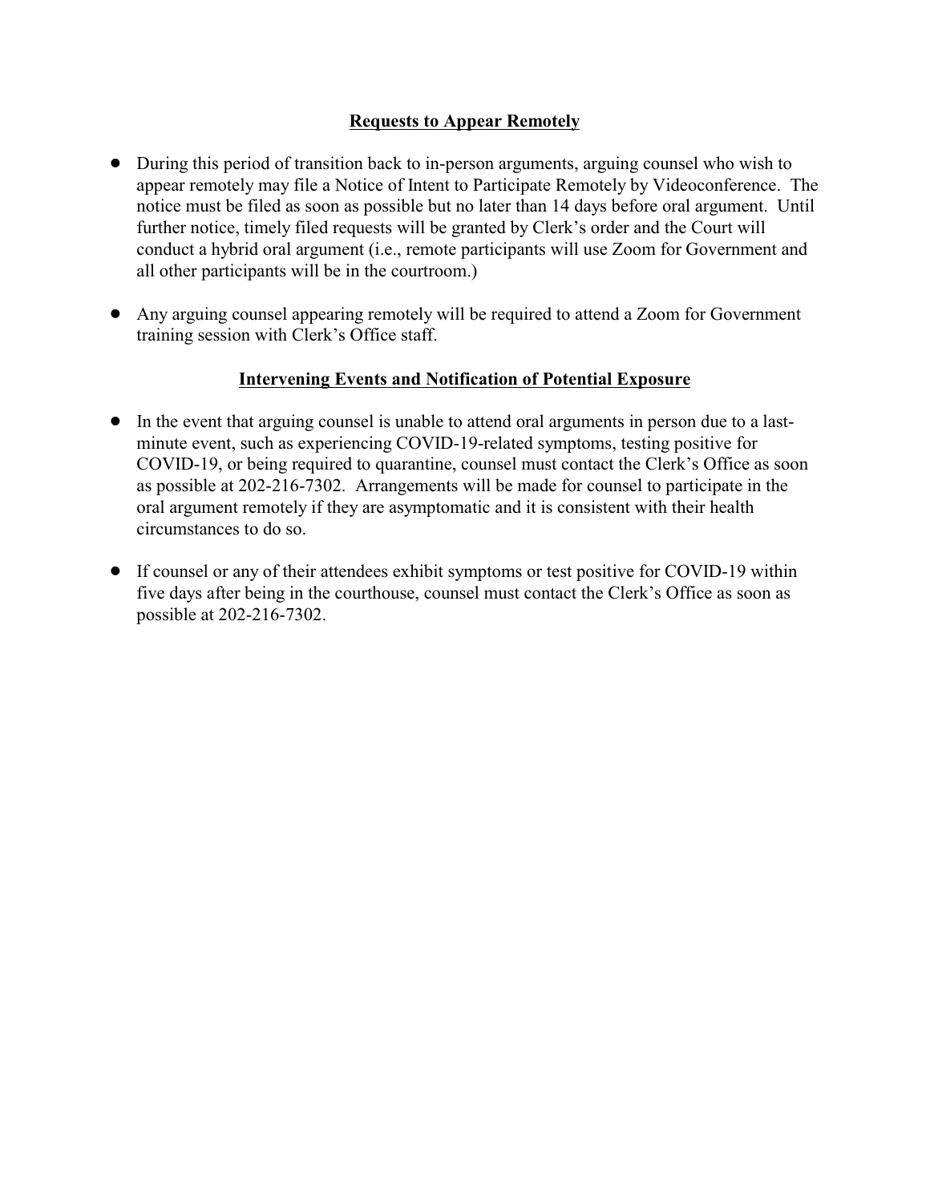## Requests to Appear Remotely

- During this period of transition back to in-person arguments, arguing counsel who wish to appear remotely may file a Notice of Intent to Participate Remotely by Videoconference. The notice must be filed as soon as possible but no later than 14 days before oral argument. Until further notice, timely filed requests will be granted by Clerk's order and the Court will conduct a hybrid oral argument (i.e., remote participants will use Zoom for Government and all other participants will be in the courtroom.)

- Any arguing counsel appearing remotely will be required to attend a Zoom for Government training session with Clerk's Office staff.

## Intervening Events and Notification of Potential Exposure

- In the event that arguing counsel is unable to attend oral arguments in person due to a last-minute event, such as experiencing COVID-19-related symptoms, testing positive for COVID-19, or being required to quarantine, counsel must contact the Clerk's Office as soon as possible at 202-216-7302. Arrangements will be made for counsel to participate in the oral argument remotely if they are asymptomatic and it is consistent with their health circumstances to do so.

- If counsel or any of their attendees exhibit symptoms or test positive for COVID-19 within five days after being in the courthouse, counsel must contact the Clerk's Office as soon as possible at 202-216-7302.